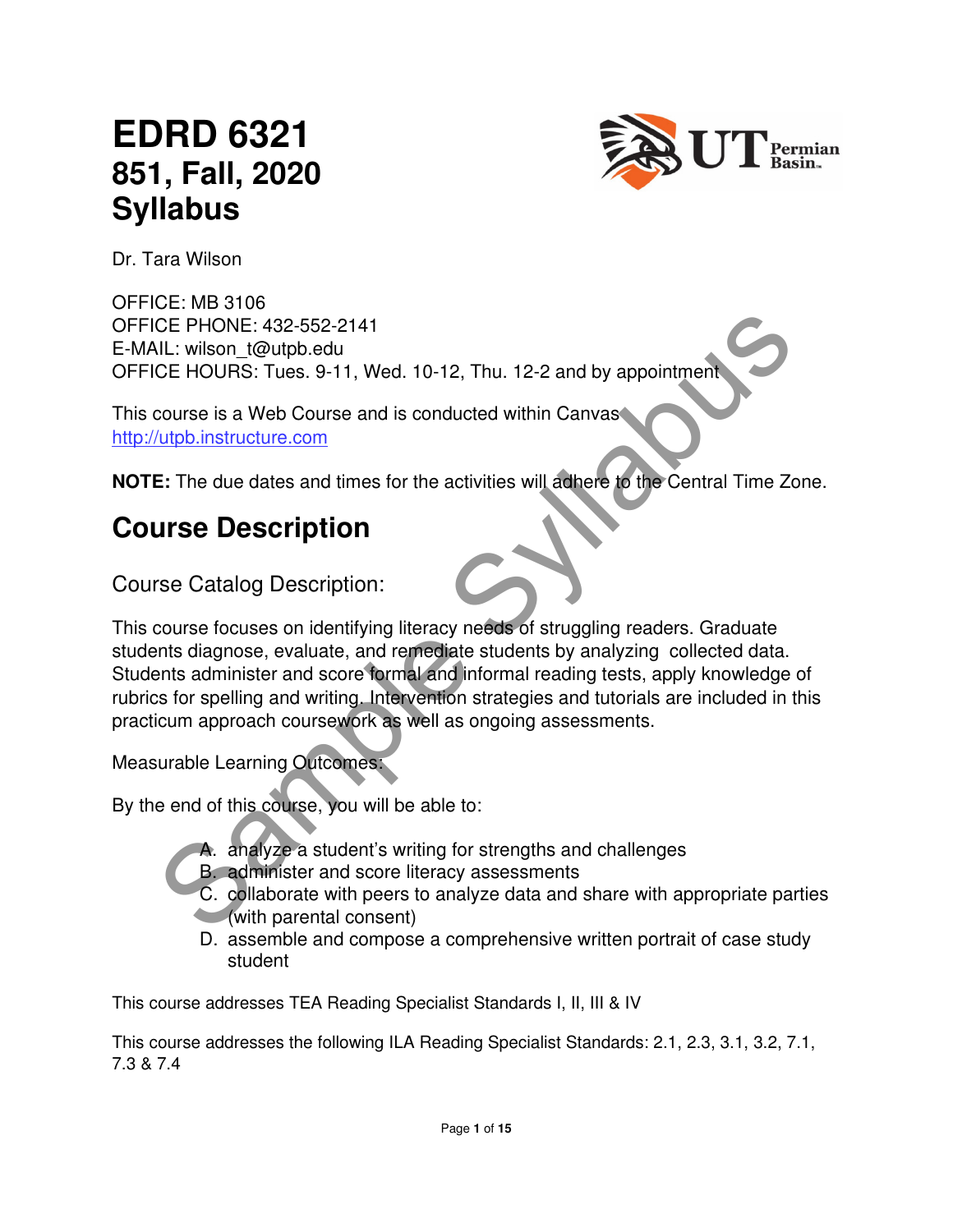# EDRD 6321
## 851, Fall, 2020
## Syllabus

Dr. Tara Wilson

OFFICE: MB 3106
OFFICE PHONE: 432-552-2141
E-MAIL: wilson_t@utpb.edu
OFFICE HOURS: Tues. 9-11, Wed. 10-12, Thu. 12-2 and by appointment

This course is a Web Course and is conducted within Canvas
http://utpb.instructure.com

**NOTE:** The due dates and times for the activities will adhere to the Central Time Zone.

## Course Description

### Course Catalog Description:

This course focuses on identifying literacy needs of struggling readers. Graduate students diagnose, evaluate, and remediate students by analyzing collected data. Students administer and score formal and informal reading tests, apply knowledge of rubrics for spelling and writing. Intervention strategies and tutorials are included in this practicum approach coursework as well as ongoing assessments.

Measurable Learning Outcomes:

By the end of this course, you will be able to:

A. analyze a student's writing for strengths and challenges
B. administer and score literacy assessments
C. collaborate with peers to analyze data and share with appropriate parties (with parental consent)
D. assemble and compose a comprehensive written portrait of case study student

This course addresses TEA Reading Specialist Standards I, II, III & IV

This course addresses the following ILA Reading Specialist Standards: 2.1, 2.3, 3.1, 3.2, 7.1, 7.3 & 7.4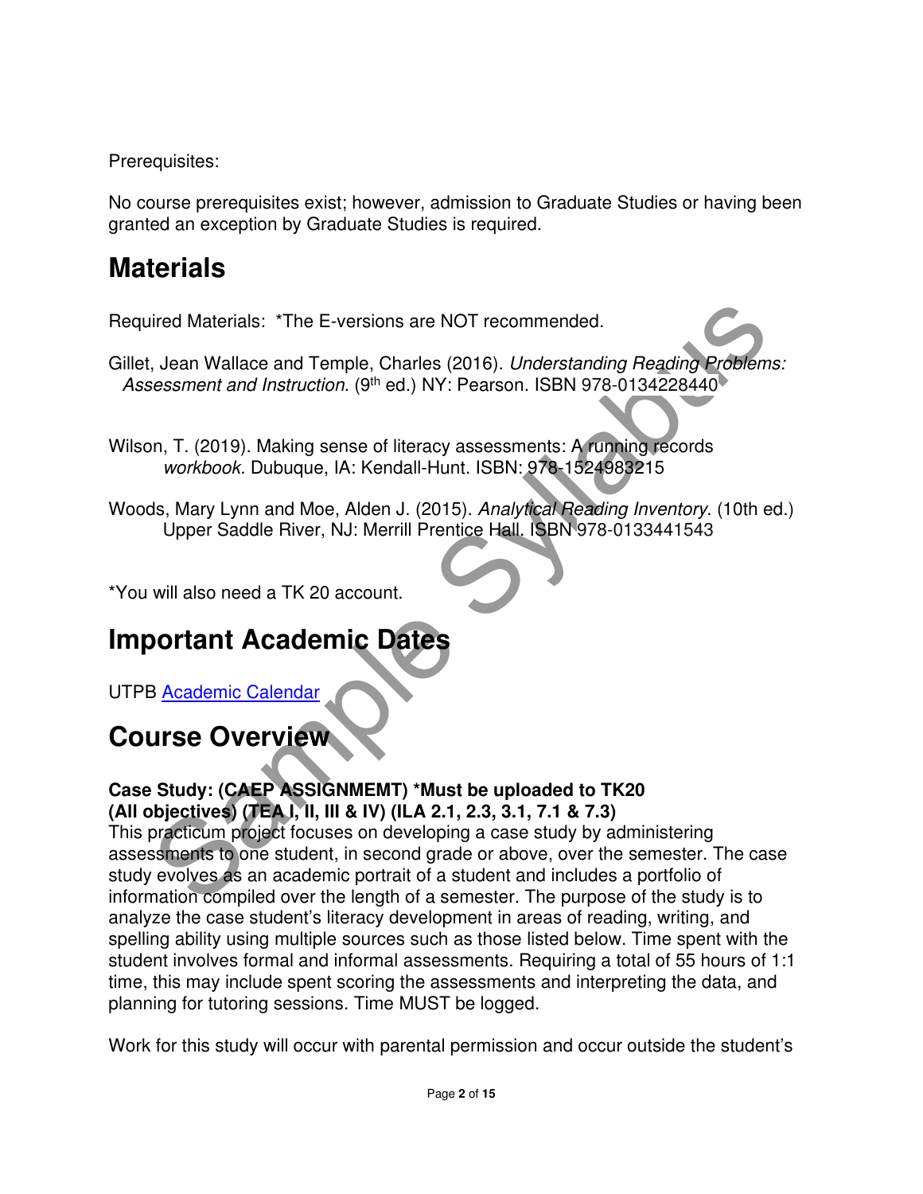Prerequisites:

No course prerequisites exist; however, admission to Graduate Studies or having been granted an exception by Graduate Studies is required.

# Materials

Required Materials: *The E-versions are NOT recommended.

Gillet, Jean Wallace and Temple, Charles (2016). *Understanding Reading Problems: Assessment and Instruction.* (9th ed.) NY: Pearson. ISBN 978-0134228440

Wilson, T. (2019). Making sense of literacy assessments: A running records *workbook.* Dubuque, IA: Kendall-Hunt. ISBN: 978-1524983215

Woods, Mary Lynn and Moe, Alden J. (2015). *Analytical Reading Inventory.* (10th ed.) Upper Saddle River, NJ: Merrill Prentice Hall. ISBN 978-0133441543

*You will also need a TK 20 account.

# Important Academic Dates

UTPB [Academic Calendar]

# Course Overview

**Case Study: (CAEP ASSIGNMEMT) *Must be uploaded to TK20 (All objectives) (TEA I, II, III & IV) (ILA 2.1, 2.3, 3.1, 7.1 & 7.3)**
This practicum project focuses on developing a case study by administering assessments to one student, in second grade or above, over the semester. The case study evolves as an academic portrait of a student and includes a portfolio of information compiled over the length of a semester. The purpose of the study is to analyze the case student's literacy development in areas of reading, writing, and spelling ability using multiple sources such as those listed below. Time spent with the student involves formal and informal assessments. Requiring a total of 55 hours of 1:1 time, this may include spent scoring the assessments and interpreting the data, and planning for tutoring sessions. Time MUST be logged.

Work for this study will occur with parental permission and occur outside the student's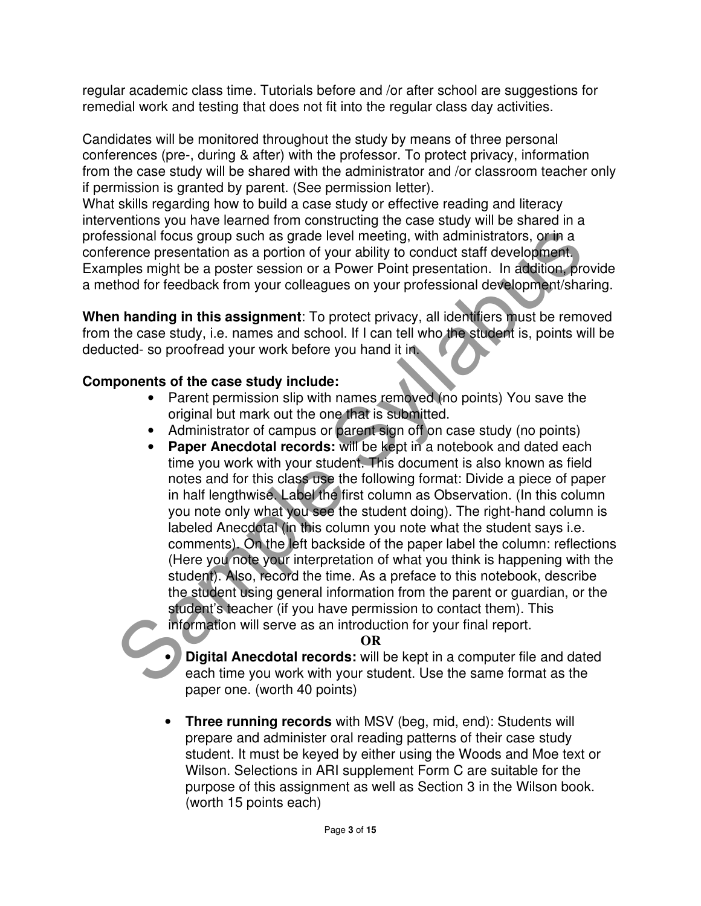regular academic class time. Tutorials before and /or after school are suggestions for remedial work and testing that does not fit into the regular class day activities.

Candidates will be monitored throughout the study by means of three personal conferences (pre-, during & after) with the professor. To protect privacy, information from the case study will be shared with the administrator and /or classroom teacher only if permission is granted by parent. (See permission letter).
What skills regarding how to build a case study or effective reading and literacy interventions you have learned from constructing the case study will be shared in a professional focus group such as grade level meeting, with administrators, or in a conference presentation as a portion of your ability to conduct staff development. Examples might be a poster session or a Power Point presentation. In addition, provide a method for feedback from your colleagues on your professional development/sharing.

**When handing in this assignment**: To protect privacy, all identifiers must be removed from the case study, i.e. names and school. If I can tell who the student is, points will be deducted- so proofread your work before you hand it in.

**Components of the case study include:**

- Parent permission slip with names removed (no points) You save the original but mark out the one that is submitted.
- Administrator of campus or parent sign off on case study (no points)
- **Paper Anecdotal records:** will be kept in a notebook and dated each time you work with your student. This document is also known as field notes and for this class use the following format: Divide a piece of paper in half lengthwise. Label the first column as Observation. (In this column you note only what you see the student doing). The right-hand column is labeled Anecdotal (in this column you note what the student says i.e. comments). On the left backside of the paper label the column: reflections (Here you note your interpretation of what you think is happening with the student). Also, record the time. As a preface to this notebook, describe the student using general information from the parent or guardian, or the student's teacher (if you have permission to contact them). This information will serve as an introduction for your final report.

**OR**

- **Digital Anecdotal records:** will be kept in a computer file and dated each time you work with your student. Use the same format as the paper one. (worth 40 points)

- **Three running records** with MSV (beg, mid, end): Students will prepare and administer oral reading patterns of their case study student. It must be keyed by either using the Woods and Moe text or Wilson. Selections in ARI supplement Form C are suitable for the purpose of this assignment as well as Section 3 in the Wilson book. (worth 15 points each)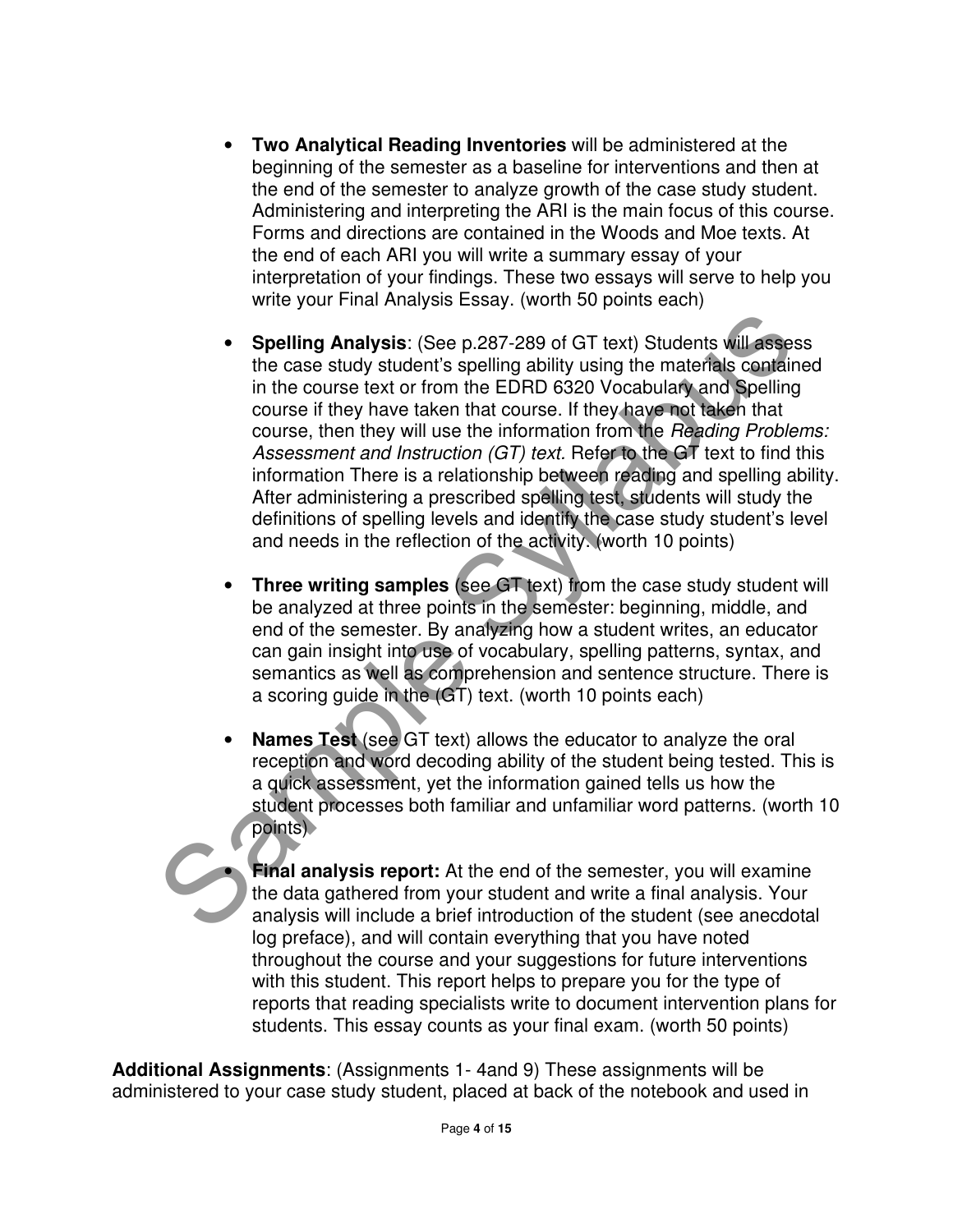- **Two Analytical Reading Inventories** will be administered at the beginning of the semester as a baseline for interventions and then at the end of the semester to analyze growth of the case study student. Administering and interpreting the ARI is the main focus of this course. Forms and directions are contained in the Woods and Moe texts. At the end of each ARI you will write a summary essay of your interpretation of your findings. These two essays will serve to help you write your Final Analysis Essay. (worth 50 points each)

- **Spelling Analysis**: (See p.287-289 of GT text) Students will assess the case study student's spelling ability using the materials contained in the course text or from the EDRD 6320 Vocabulary and Spelling course if they have taken that course. If they have not taken that course, then they will use the information from the *Reading Problems: Assessment and Instruction (GT) text.* Refer to the GT text to find this information There is a relationship between reading and spelling ability. After administering a prescribed spelling test, students will study the definitions of spelling levels and identify the case study student's level and needs in the reflection of the activity. (worth 10 points)

- **Three writing samples** (see GT text) from the case study student will be analyzed at three points in the semester: beginning, middle, and end of the semester. By analyzing how a student writes, an educator can gain insight into use of vocabulary, spelling patterns, syntax, and semantics as well as comprehension and sentence structure. There is a scoring guide in the (GT) text. (worth 10 points each)

- **Names Test** (see GT text) allows the educator to analyze the oral reception and word decoding ability of the student being tested. This is a quick assessment, yet the information gained tells us how the student processes both familiar and unfamiliar word patterns. (worth 10 points)

- **Final analysis report:** At the end of the semester, you will examine the data gathered from your student and write a final analysis. Your analysis will include a brief introduction of the student (see anecdotal log preface), and will contain everything that you have noted throughout the course and your suggestions for future interventions with this student. This report helps to prepare you for the type of reports that reading specialists write to document intervention plans for students. This essay counts as your final exam. (worth 50 points)

**Additional Assignments**: (Assignments 1- 4and 9) These assignments will be administered to your case study student, placed at back of the notebook and used in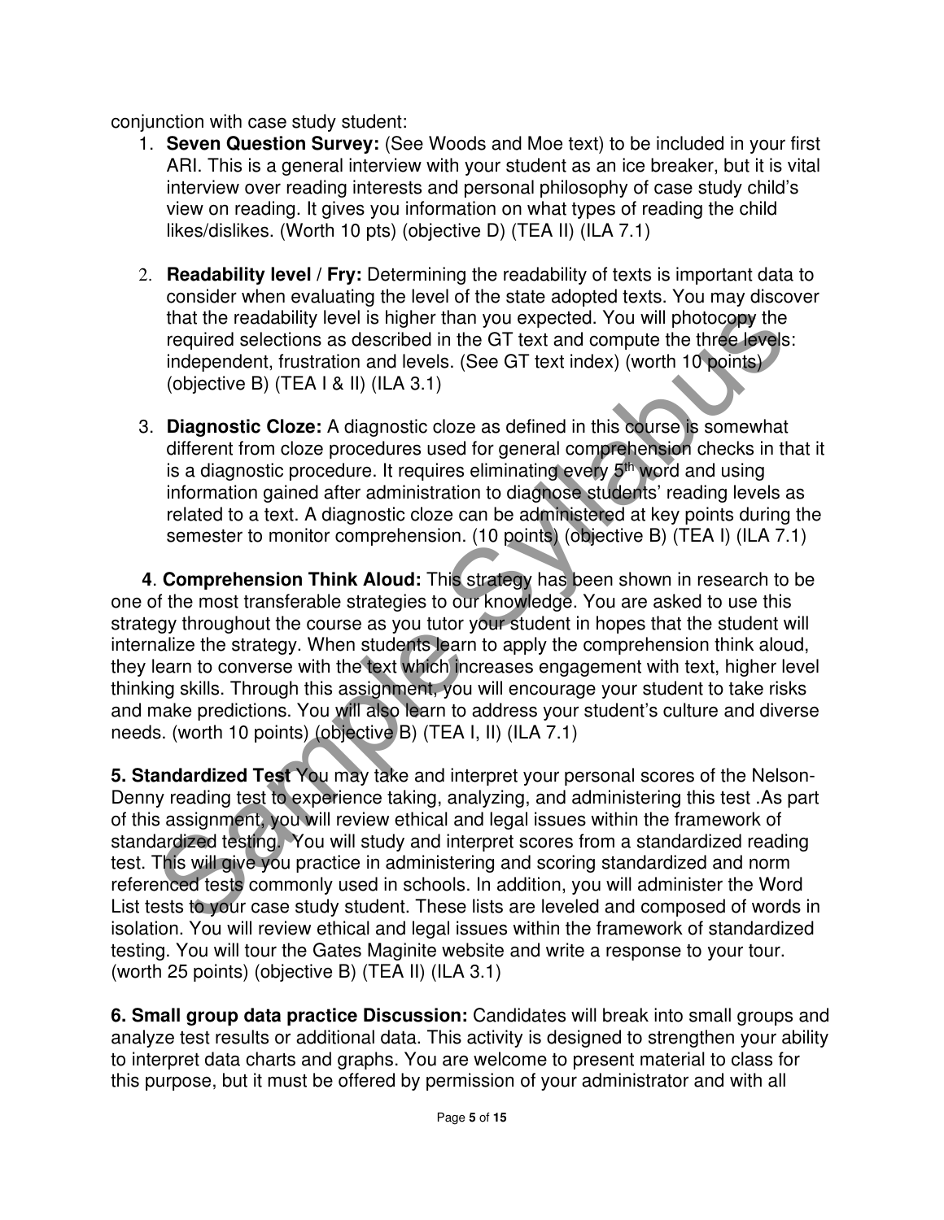conjunction with case study student:

1. **Seven Question Survey:** (See Woods and Moe text) to be included in your first ARI. This is a general interview with your student as an ice breaker, but it is vital interview over reading interests and personal philosophy of case study child's view on reading. It gives you information on what types of reading the child likes/dislikes. (Worth 10 pts) (objective D) (TEA II) (ILA 7.1)

2. **Readability level / Fry:** Determining the readability of texts is important data to consider when evaluating the level of the state adopted texts. You may discover that the readability level is higher than you expected. You will photocopy the required selections as described in the GT text and compute the three levels: independent, frustration and levels. (See GT text index) (worth 10 points) (objective B) (TEA I & II) (ILA 3.1)

3. **Diagnostic Cloze:** A diagnostic cloze as defined in this course is somewhat different from cloze procedures used for general comprehension checks in that it is a diagnostic procedure. It requires eliminating every 5th word and using information gained after administration to diagnose students' reading levels as related to a text. A diagnostic cloze can be administered at key points during the semester to monitor comprehension. (10 points) (objective B) (TEA I) (ILA 7.1)

**4**. **Comprehension Think Aloud:** This strategy has been shown in research to be one of the most transferable strategies to our knowledge. You are asked to use this strategy throughout the course as you tutor your student in hopes that the student will internalize the strategy. When students learn to apply the comprehension think aloud, they learn to converse with the text which increases engagement with text, higher level thinking skills. Through this assignment, you will encourage your student to take risks and make predictions. You will also learn to address your student's culture and diverse needs. (worth 10 points) (objective B) (TEA I, II) (ILA 7.1)

**5. Standardized Test** You may take and interpret your personal scores of the Nelson-Denny reading test to experience taking, analyzing, and administering this test .As part of this assignment, you will review ethical and legal issues within the framework of standardized testing. You will study and interpret scores from a standardized reading test. This will give you practice in administering and scoring standardized and norm referenced tests commonly used in schools. In addition, you will administer the Word List tests to your case study student. These lists are leveled and composed of words in isolation. You will review ethical and legal issues within the framework of standardized testing. You will tour the Gates Maginite website and write a response to your tour. (worth 25 points) (objective B) (TEA II) (ILA 3.1)

**6. Small group data practice Discussion:** Candidates will break into small groups and analyze test results or additional data. This activity is designed to strengthen your ability to interpret data charts and graphs. You are welcome to present material to class for this purpose, but it must be offered by permission of your administrator and with all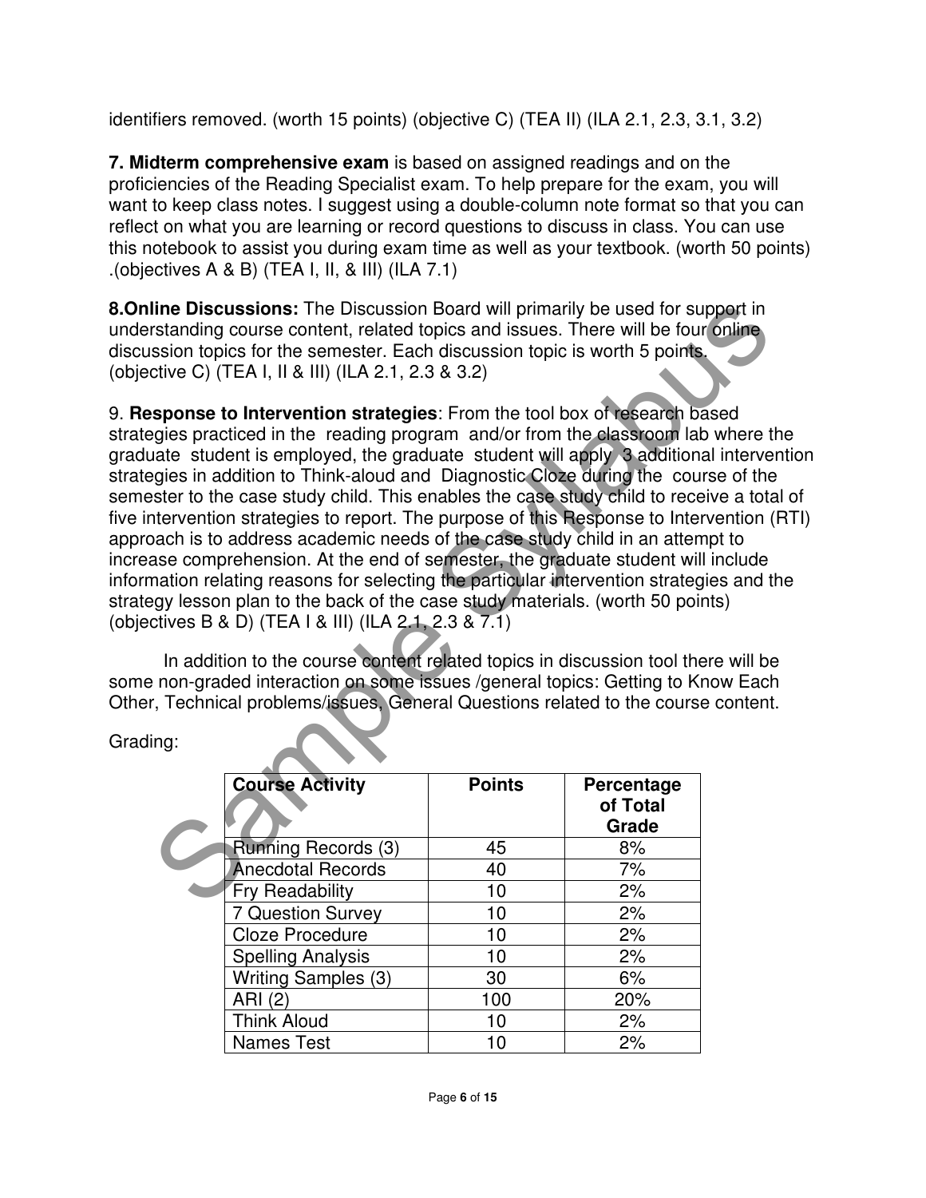identifiers removed. (worth 15 points) (objective C) (TEA II) (ILA 2.1, 2.3, 3.1, 3.2)

**7. Midterm comprehensive exam** is based on assigned readings and on the proficiencies of the Reading Specialist exam. To help prepare for the exam, you will want to keep class notes. I suggest using a double-column note format so that you can reflect on what you are learning or record questions to discuss in class. You can use this notebook to assist you during exam time as well as your textbook. (worth 50 points) .(objectives A & B) (TEA I, II, & III) (ILA 7.1)

**8.Online Discussions:** The Discussion Board will primarily be used for support in understanding course content, related topics and issues. There will be four online discussion topics for the semester. Each discussion topic is worth 5 points. (objective C) (TEA I, II & III) (ILA 2.1, 2.3 & 3.2)

9. **Response to Intervention strategies**: From the tool box of research based strategies practiced in the reading program and/or from the classroom lab where the graduate student is employed, the graduate student will apply 3 additional intervention strategies in addition to Think-aloud and Diagnostic Cloze during the course of the semester to the case study child. This enables the case study child to receive a total of five intervention strategies to report. The purpose of this Response to Intervention (RTI) approach is to address academic needs of the case study child in an attempt to increase comprehension. At the end of semester, the graduate student will include information relating reasons for selecting the particular intervention strategies and the strategy lesson plan to the back of the case study materials. (worth 50 points) (objectives B & D) (TEA I & III) (ILA 2.1, 2.3 & 7.1)

In addition to the course content related topics in discussion tool there will be some non-graded interaction on some issues /general topics: Getting to Know Each Other, Technical problems/issues, General Questions related to the course content.

Grading:

| Course Activity | Points | Percentage of Total Grade |
|---|---|---|
| Running Records (3) | 45 | 8% |
| Anecdotal Records | 40 | 7% |
| Fry Readability | 10 | 2% |
| 7 Question Survey | 10 | 2% |
| Cloze Procedure | 10 | 2% |
| Spelling Analysis | 10 | 2% |
| Writing Samples (3) | 30 | 6% |
| ARI (2) | 100 | 20% |
| Think Aloud | 10 | 2% |
| Names Test | 10 | 2% |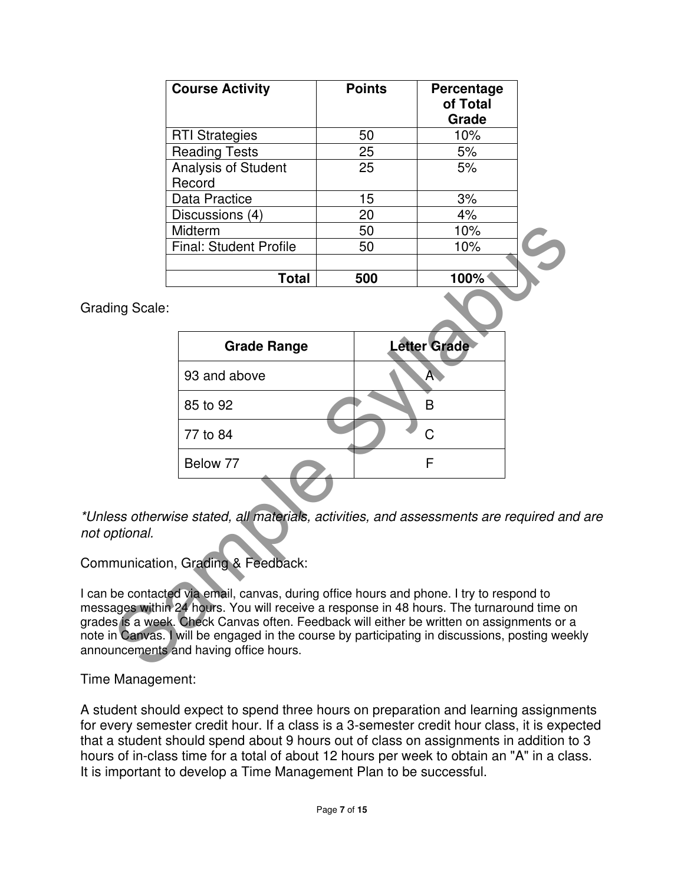| Course Activity | Points | Percentage of Total Grade |
|---|---|---|
| RTI Strategies | 50 | 10% |
| Reading Tests | 25 | 5% |
| Analysis of Student Record | 25 | 5% |
| Data Practice | 15 | 3% |
| Discussions (4) | 20 | 4% |
| Midterm | 50 | 10% |
| Final: Student Profile | 50 | 10% |
| | | |
| **Total** | **500** | **100%** |

Grading Scale:

| Grade Range | Letter Grade |
|---|---|
| 93 and above | A |
| 85 to 92 | B |
| 77 to 84 | C |
| Below 77 | F |

*\*Unless otherwise stated, all materials, activities, and assessments are required and are not optional.*

Communication, Grading & Feedback:

I can be contacted via email, canvas, during office hours and phone. I try to respond to messages within 24 hours. You will receive a response in 48 hours. The turnaround time on grades is a week. Check Canvas often. Feedback will either be written on assignments or a note in Canvas. I will be engaged in the course by participating in discussions, posting weekly announcements and having office hours.

Time Management:

A student should expect to spend three hours on preparation and learning assignments for every semester credit hour. If a class is a 3-semester credit hour class, it is expected that a student should spend about 9 hours out of class on assignments in addition to 3 hours of in-class time for a total of about 12 hours per week to obtain an "A" in a class. It is important to develop a Time Management Plan to be successful.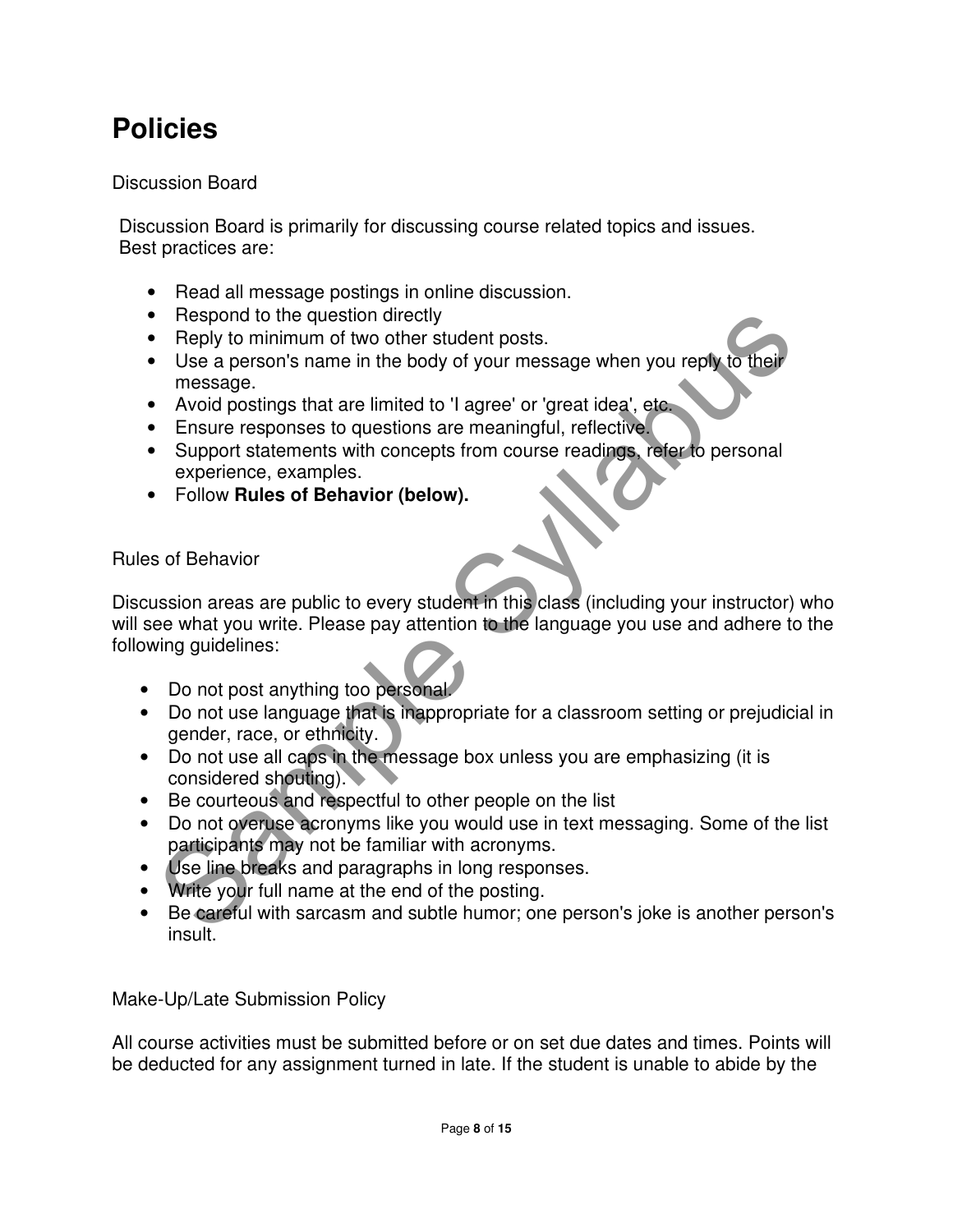# Policies

Discussion Board

Discussion Board is primarily for discussing course related topics and issues. Best practices are:

- Read all message postings in online discussion.
- Respond to the question directly
- Reply to minimum of two other student posts.
- Use a person's name in the body of your message when you reply to their message.
- Avoid postings that are limited to 'I agree' or 'great idea', etc.
- Ensure responses to questions are meaningful, reflective.
- Support statements with concepts from course readings, refer to personal experience, examples.
- Follow **Rules of Behavior (below).**

Rules of Behavior

Discussion areas are public to every student in this class (including your instructor) who will see what you write. Please pay attention to the language you use and adhere to the following guidelines:

- Do not post anything too personal.
- Do not use language that is inappropriate for a classroom setting or prejudicial in gender, race, or ethnicity.
- Do not use all caps in the message box unless you are emphasizing (it is considered shouting).
- Be courteous and respectful to other people on the list
- Do not overuse acronyms like you would use in text messaging. Some of the list participants may not be familiar with acronyms.
- Use line breaks and paragraphs in long responses.
- Write your full name at the end of the posting.
- Be careful with sarcasm and subtle humor; one person's joke is another person's insult.

Make-Up/Late Submission Policy

All course activities must be submitted before or on set due dates and times. Points will be deducted for any assignment turned in late. If the student is unable to abide by the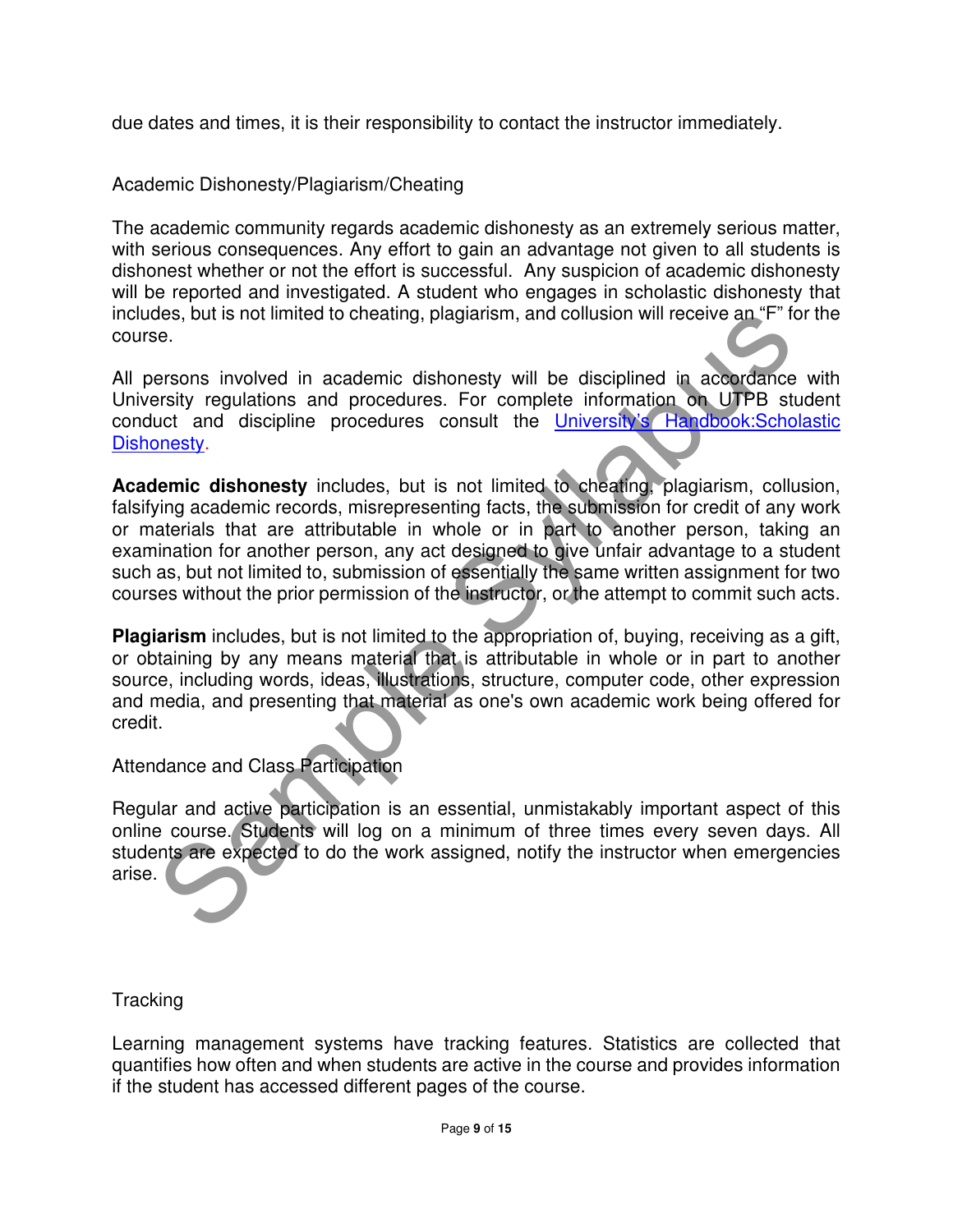due dates and times, it is their responsibility to contact the instructor immediately.

## Academic Dishonesty/Plagiarism/Cheating

The academic community regards academic dishonesty as an extremely serious matter, with serious consequences. Any effort to gain an advantage not given to all students is dishonest whether or not the effort is successful. Any suspicion of academic dishonesty will be reported and investigated. A student who engages in scholastic dishonesty that includes, but is not limited to cheating, plagiarism, and collusion will receive an "F" for the course.

All persons involved in academic dishonesty will be disciplined in accordance with University regulations and procedures. For complete information on UTPB student conduct and discipline procedures consult the University's Handbook:Scholastic Dishonesty.

**Academic dishonesty** includes, but is not limited to cheating, plagiarism, collusion, falsifying academic records, misrepresenting facts, the submission for credit of any work or materials that are attributable in whole or in part to another person, taking an examination for another person, any act designed to give unfair advantage to a student such as, but not limited to, submission of essentially the same written assignment for two courses without the prior permission of the instructor, or the attempt to commit such acts.

**Plagiarism** includes, but is not limited to the appropriation of, buying, receiving as a gift, or obtaining by any means material that is attributable in whole or in part to another source, including words, ideas, illustrations, structure, computer code, other expression and media, and presenting that material as one's own academic work being offered for credit.

## Attendance and Class Participation

Regular and active participation is an essential, unmistakably important aspect of this online course. Students will log on a minimum of three times every seven days. All students are expected to do the work assigned, notify the instructor when emergencies arise.

## Tracking

Learning management systems have tracking features. Statistics are collected that quantifies how often and when students are active in the course and provides information if the student has accessed different pages of the course.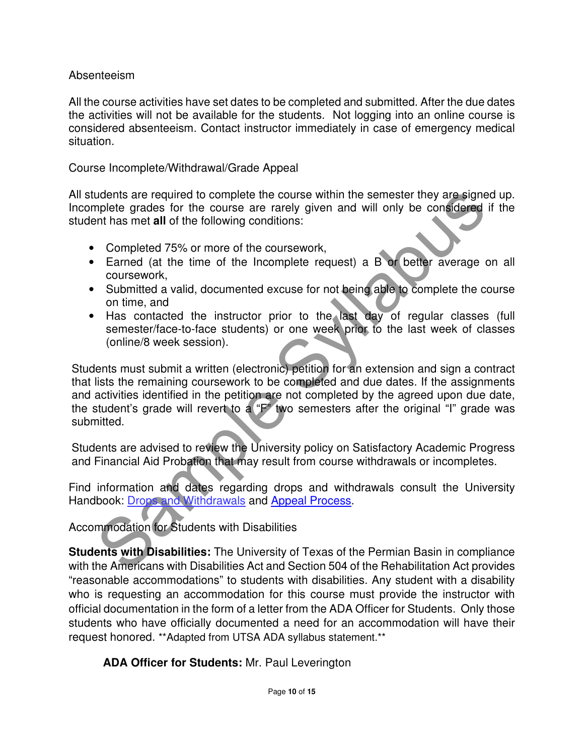## Absenteeism

All the course activities have set dates to be completed and submitted. After the due dates the activities will not be available for the students. Not logging into an online course is considered absenteeism. Contact instructor immediately in case of emergency medical situation.

## Course Incomplete/Withdrawal/Grade Appeal

All students are required to complete the course within the semester they are signed up. Incomplete grades for the course are rarely given and will only be considered if the student has met **all** of the following conditions:

- Completed 75% or more of the coursework,
- Earned (at the time of the Incomplete request) a B or better average on all coursework,
- Submitted a valid, documented excuse for not being able to complete the course on time, and
- Has contacted the instructor prior to the last day of regular classes (full semester/face-to-face students) or one week prior to the last week of classes (online/8 week session).

Students must submit a written (electronic) petition for an extension and sign a contract that lists the remaining coursework to be completed and due dates. If the assignments and activities identified in the petition are not completed by the agreed upon due date, the student's grade will revert to a "F" two semesters after the original "I" grade was submitted.

Students are advised to review the University policy on Satisfactory Academic Progress and Financial Aid Probation that may result from course withdrawals or incompletes.

Find information and dates regarding drops and withdrawals consult the University Handbook: Drops and Withdrawals and Appeal Process.

## Accommodation for Students with Disabilities

**Students with Disabilities:** The University of Texas of the Permian Basin in compliance with the Americans with Disabilities Act and Section 504 of the Rehabilitation Act provides "reasonable accommodations" to students with disabilities. Any student with a disability who is requesting an accommodation for this course must provide the instructor with official documentation in the form of a letter from the ADA Officer for Students. Only those students who have officially documented a need for an accommodation will have their request honored. **Adapted from UTSA ADA syllabus statement.**

**ADA Officer for Students:** Mr. Paul Leverington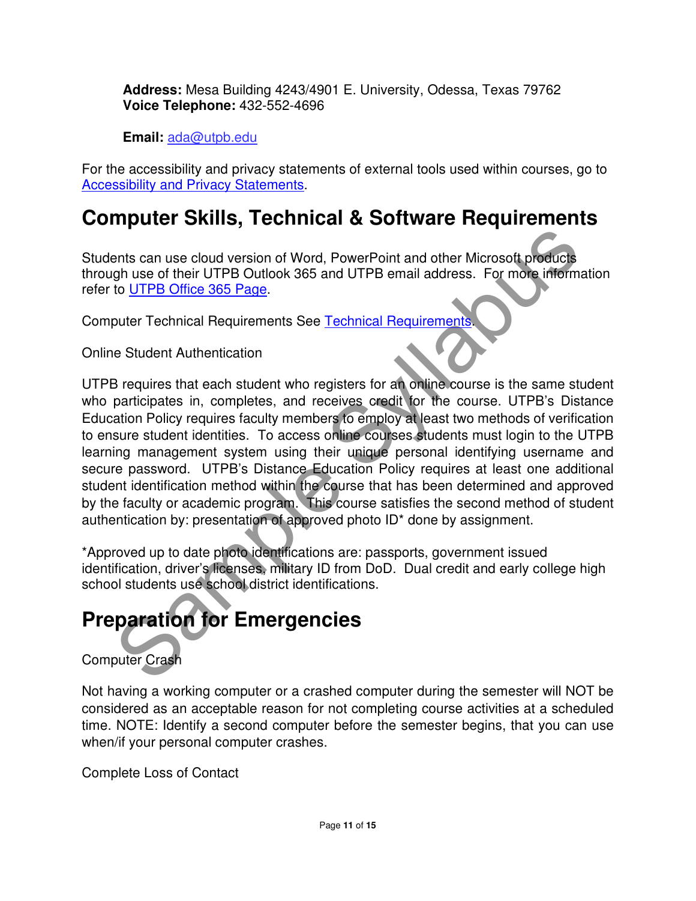**Address:** Mesa Building 4243/4901 E. University, Odessa, Texas 79762
**Voice Telephone:** 432-552-4696

**Email:** ada@utpb.edu

For the accessibility and privacy statements of external tools used within courses, go to Accessibility and Privacy Statements.

# Computer Skills, Technical & Software Requirements

Students can use cloud version of Word, PowerPoint and other Microsoft products through use of their UTPB Outlook 365 and UTPB email address. For more information refer to UTPB Office 365 Page.

Computer Technical Requirements See Technical Requirements.

Online Student Authentication

UTPB requires that each student who registers for an online course is the same student who participates in, completes, and receives credit for the course. UTPB's Distance Education Policy requires faculty members to employ at least two methods of verification to ensure student identities. To access online courses students must login to the UTPB learning management system using their unique personal identifying username and secure password. UTPB's Distance Education Policy requires at least one additional student identification method within the course that has been determined and approved by the faculty or academic program. This course satisfies the second method of student authentication by: presentation of approved photo ID* done by assignment.

*Approved up to date photo identifications are: passports, government issued identification, driver's licenses, military ID from DoD. Dual credit and early college high school students use school district identifications.

# Preparation for Emergencies

Computer Crash

Not having a working computer or a crashed computer during the semester will NOT be considered as an acceptable reason for not completing course activities at a scheduled time. NOTE: Identify a second computer before the semester begins, that you can use when/if your personal computer crashes.

Complete Loss of Contact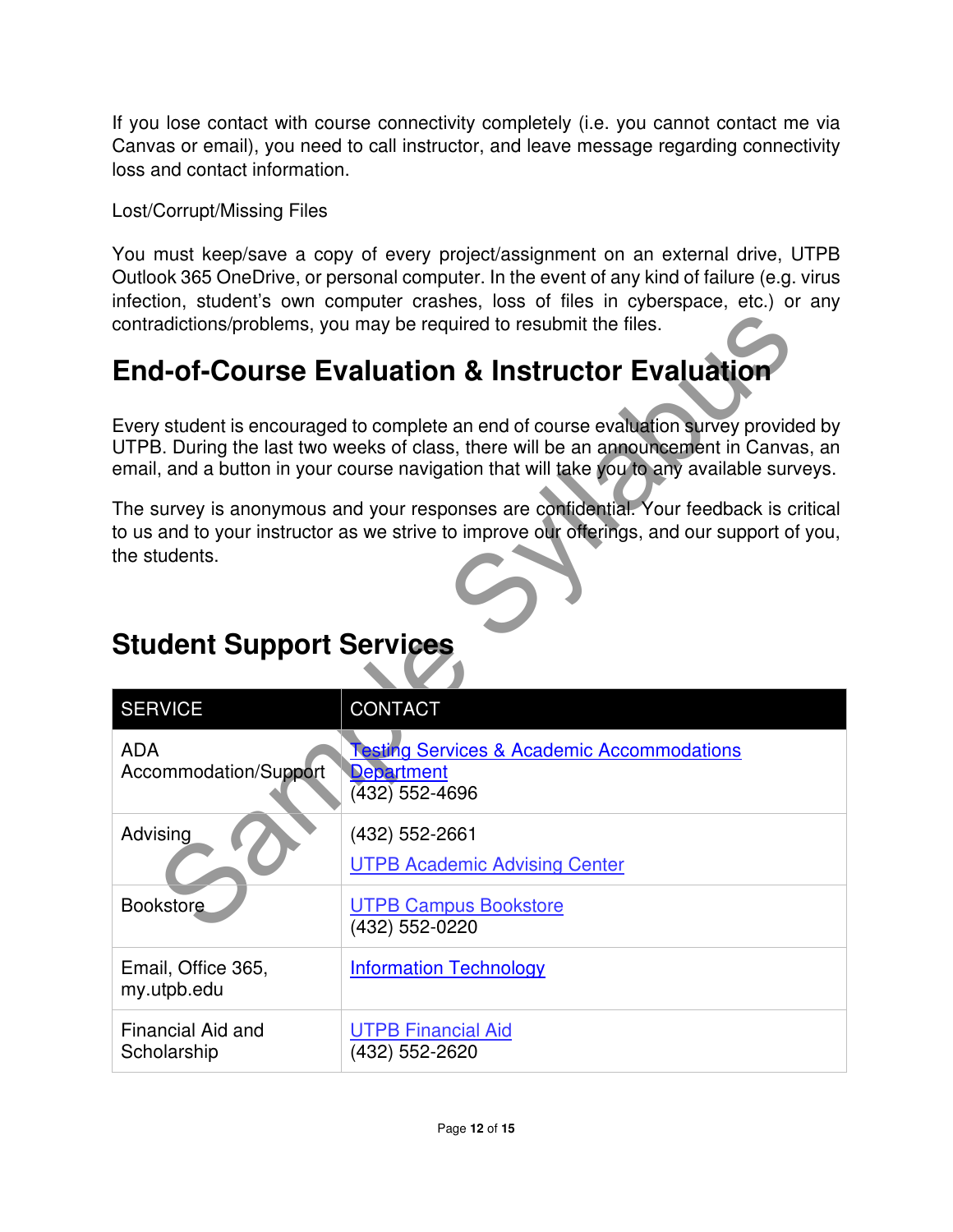If you lose contact with course connectivity completely (i.e. you cannot contact me via Canvas or email), you need to call instructor, and leave message regarding connectivity loss and contact information.

Lost/Corrupt/Missing Files

You must keep/save a copy of every project/assignment on an external drive, UTPB Outlook 365 OneDrive, or personal computer. In the event of any kind of failure (e.g. virus infection, student's own computer crashes, loss of files in cyberspace, etc.) or any contradictions/problems, you may be required to resubmit the files.

# End-of-Course Evaluation & Instructor Evaluation

Every student is encouraged to complete an end of course evaluation survey provided by UTPB. During the last two weeks of class, there will be an announcement in Canvas, an email, and a button in your course navigation that will take you to any available surveys.

The survey is anonymous and your responses are confidential. Your feedback is critical to us and to your instructor as we strive to improve our offerings, and our support of you, the students.

# Student Support Services

| SERVICE | CONTACT |
|---|---|
| ADA Accommodation/Support | Testing Services & Academic Accommodations Department (432) 552-4696 |
| Advising | (432) 552-2661 UTPB Academic Advising Center |
| Bookstore | UTPB Campus Bookstore (432) 552-0220 |
| Email, Office 365, my.utpb.edu | Information Technology |
| Financial Aid and Scholarship | UTPB Financial Aid (432) 552-2620 |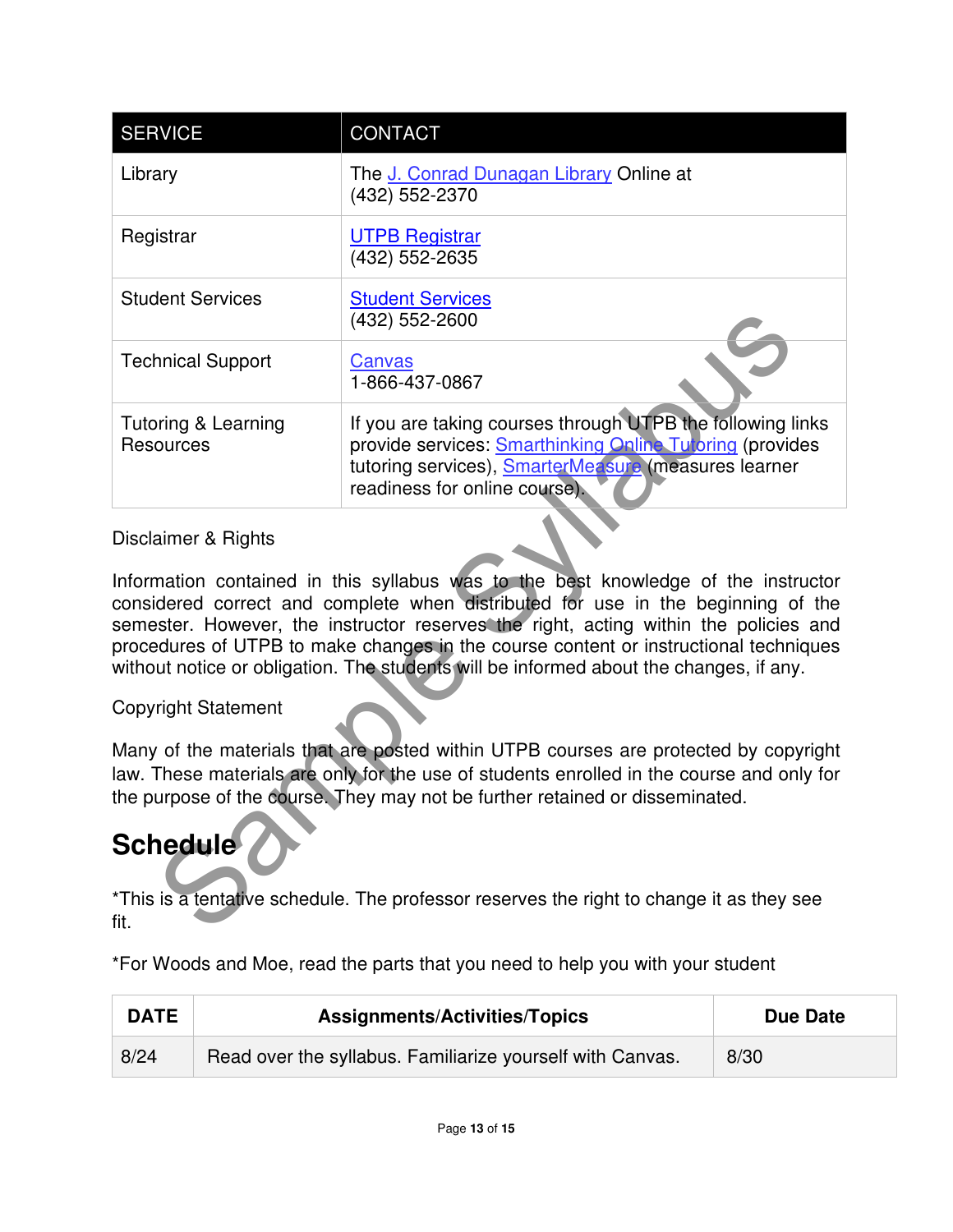| SERVICE | CONTACT |
| --- | --- |
| Library | The J. Conrad Dunagan Library Online at (432) 552-2370 |
| Registrar | UTPB Registrar (432) 552-2635 |
| Student Services | Student Services (432) 552-2600 |
| Technical Support | Canvas 1-866-437-0867 |
| Tutoring & Learning Resources | If you are taking courses through UTPB the following links provide services: Smarthinking Online Tutoring (provides tutoring services), SmarterMeasure (measures learner readiness for online course). |

Disclaimer & Rights

Information contained in this syllabus was to the best knowledge of the instructor considered correct and complete when distributed for use in the beginning of the semester. However, the instructor reserves the right, acting within the policies and procedures of UTPB to make changes in the course content or instructional techniques without notice or obligation. The students will be informed about the changes, if any.

Copyright Statement

Many of the materials that are posted within UTPB courses are protected by copyright law. These materials are only for the use of students enrolled in the course and only for the purpose of the course. They may not be further retained or disseminated.

# Schedule

*This is a tentative schedule. The professor reserves the right to change it as they see fit.

*For Woods and Moe, read the parts that you need to help you with your student

| DATE | Assignments/Activities/Topics | Due Date |
| --- | --- | --- |
| 8/24 | Read over the syllabus. Familiarize yourself with Canvas. | 8/30 |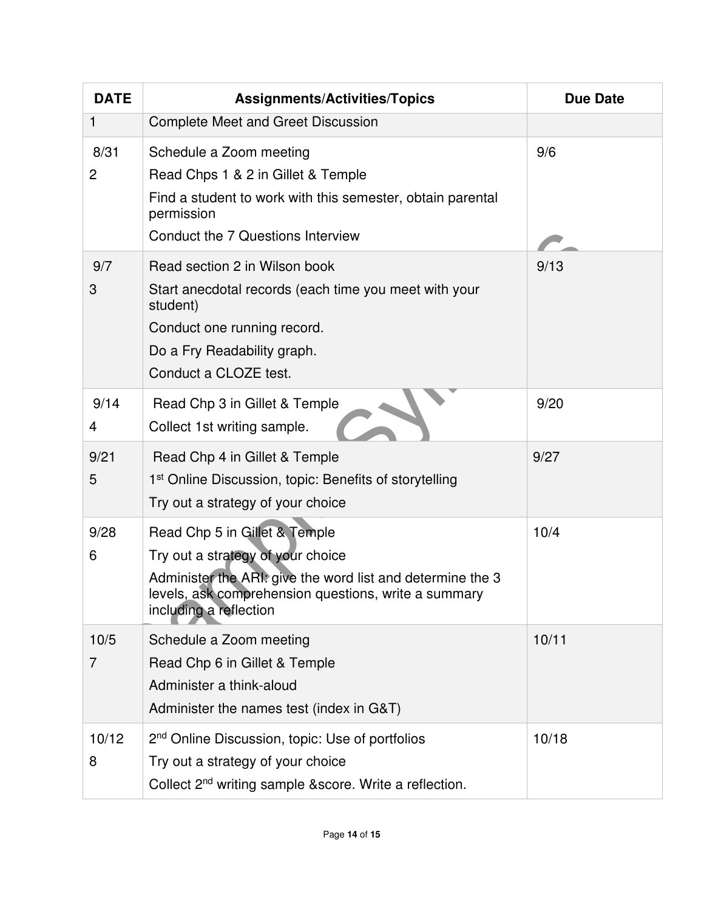| DATE | Assignments/Activities/Topics | Due Date |
|---|---|---|
| 1 | Complete Meet and Greet Discussion | |
| 8/31<br>2 | Schedule a Zoom meeting<br>Read Chps 1 & 2 in Gillet & Temple<br>Find a student to work with this semester, obtain parental permission<br>Conduct the 7 Questions Interview | 9/6 |
| 9/7<br>3 | Read section 2 in Wilson book<br>Start anecdotal records (each time you meet with your student)<br>Conduct one running record.<br>Do a Fry Readability graph.<br>Conduct a CLOZE test. | 9/13 |
| 9/14<br>4 | Read Chp 3 in Gillet & Temple<br>Collect 1st writing sample. | 9/20 |
| 9/21<br>5 | Read Chp 4 in Gillet & Temple<br>1st Online Discussion, topic: Benefits of storytelling<br>Try out a strategy of your choice | 9/27 |
| 9/28<br>6 | Read Chp 5 in Gillet & Temple<br>Try out a strategy of your choice<br>Administer the ARI: give the word list and determine the 3 levels, ask comprehension questions, write a summary including a reflection | 10/4 |
| 10/5<br>7 | Schedule a Zoom meeting<br>Read Chp 6 in Gillet & Temple<br>Administer a think-aloud<br>Administer the names test (index in G&T) | 10/11 |
| 10/12<br>8 | 2nd Online Discussion, topic: Use of portfolios<br>Try out a strategy of your choice<br>Collect 2nd writing sample &score. Write a reflection. | 10/18 |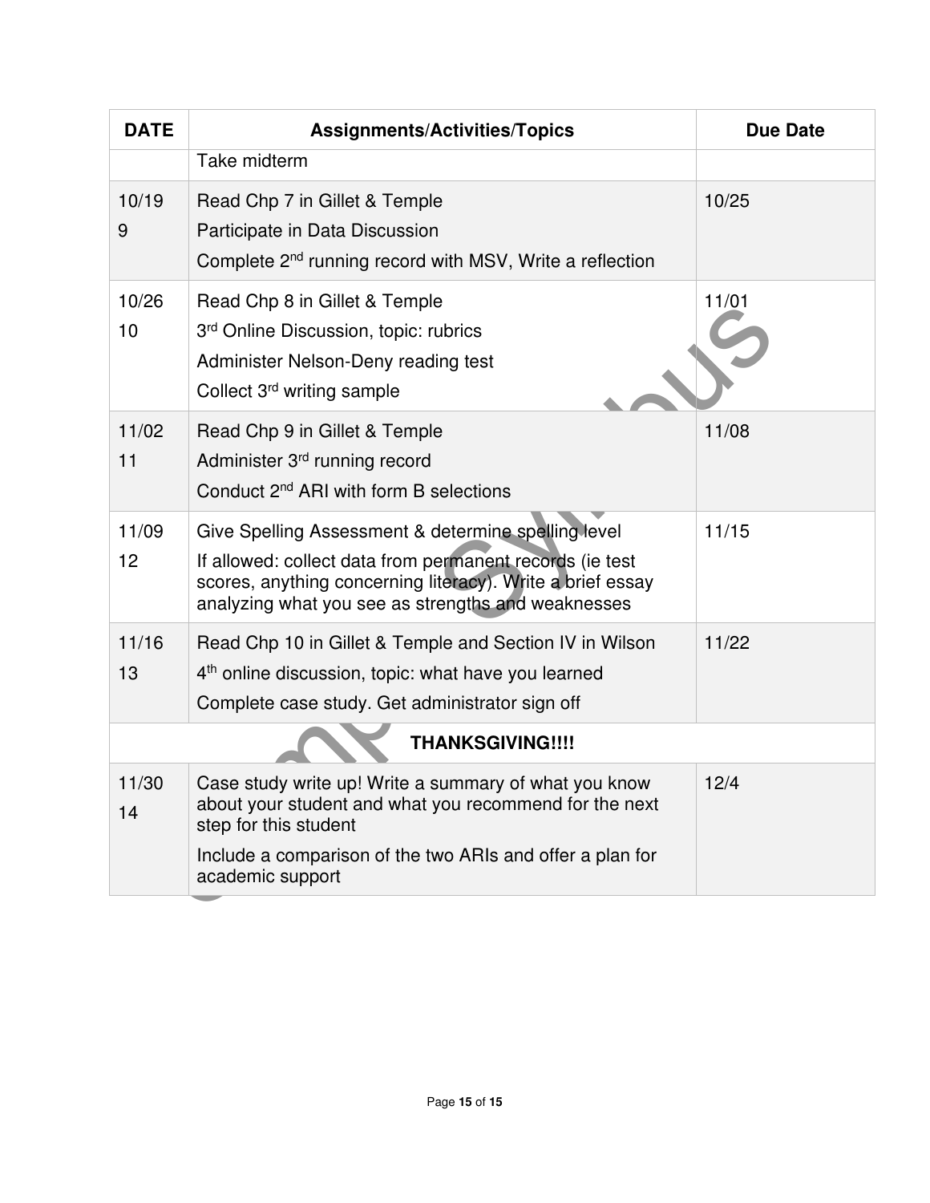| DATE | Assignments/Activities/Topics | Due Date |
|---|---|---|
| | Take midterm | |
| 10/19<br>9 | Read Chp 7 in Gillet & Temple<br>Participate in Data Discussion<br>Complete 2nd running record with MSV, Write a reflection | 10/25 |
| 10/26<br>10 | Read Chp 8 in Gillet & Temple<br>3rd Online Discussion, topic: rubrics<br>Administer Nelson-Deny reading test<br>Collect 3rd writing sample | 11/01 |
| 11/02<br>11 | Read Chp 9 in Gillet & Temple<br>Administer 3rd running record<br>Conduct 2nd ARI with form B selections | 11/08 |
| 11/09<br>12 | Give Spelling Assessment & determine spelling level<br>If allowed: collect data from permanent records (ie test scores, anything concerning literacy). Write a brief essay analyzing what you see as strengths and weaknesses | 11/15 |
| 11/16<br>13 | Read Chp 10 in Gillet & Temple and Section IV in Wilson<br>4th online discussion, topic: what have you learned<br>Complete case study. Get administrator sign off | 11/22 |
| | **THANKSGIVING!!!!** | |
| 11/30<br>14 | Case study write up! Write a summary of what you know about your student and what you recommend for the next step for this student<br>Include a comparison of the two ARIs and offer a plan for academic support | 12/4 |